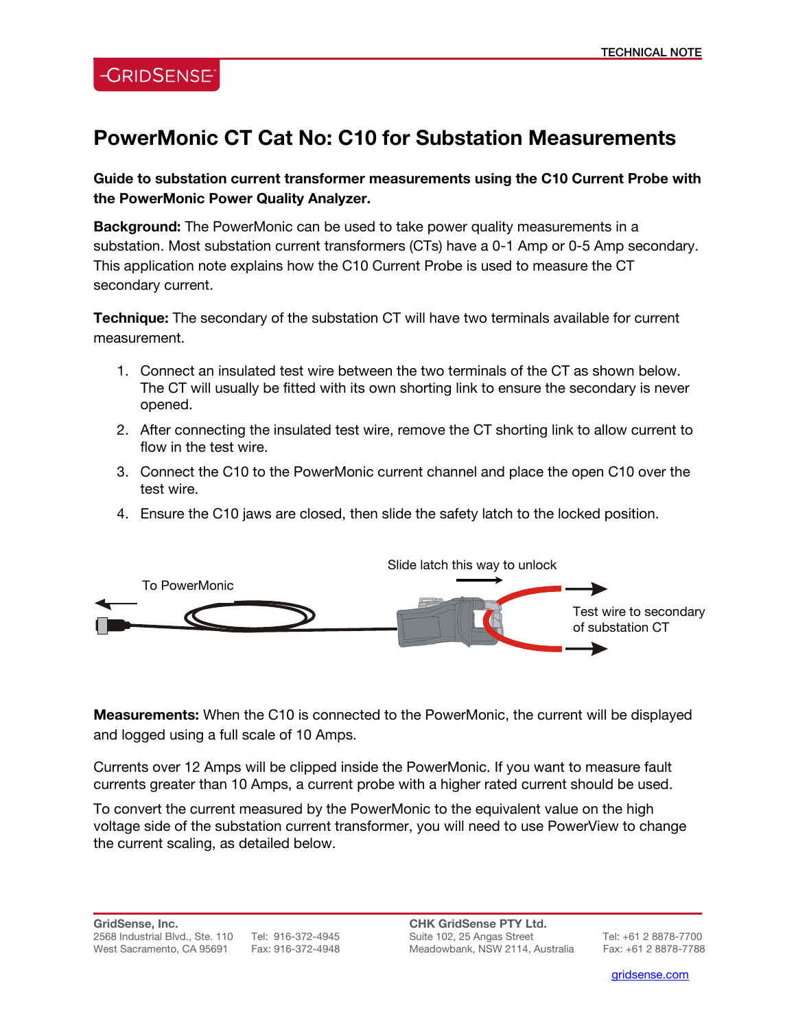# PowerMonic CT Cat No: C10 for Substation Measurements

**Guide to substation current transformer measurements using the C10 Current Probe with the PowerMonic Power Quality Analyzer.**

**Background:** The PowerMonic can be used to take power quality measurements in a substation. Most substation current transformers (CTs) have a 0-1 Amp or 0-5 Amp secondary. This application note explains how the C10 Current Probe is used to measure the CT secondary current.

**Technique:** The secondary of the substation CT will have two terminals available for current measurement.

1. Connect an insulated test wire between the two terminals of the CT as shown below. The CT will usually be fitted with its own shorting link to ensure the secondary is never opened.
2. After connecting the insulated test wire, remove the CT shorting link to allow current to flow in the test wire.
3. Connect the C10 to the PowerMonic current channel and place the open C10 over the test wire.
4. Ensure the C10 jaws are closed, then slide the safety latch to the locked position.

To PowerMonic

Slide latch this way to unlock

Test wire to secondary of substation CT

**Measurements:** When the C10 is connected to the PowerMonic, the current will be displayed and logged using a full scale of 10 Amps.

Currents over 12 Amps will be clipped inside the PowerMonic. If you want to measure fault currents greater than 10 Amps, a current probe with a higher rated current should be used.

To convert the current measured by the PowerMonic to the equivalent value on the high voltage side of the substation current transformer, you will need to use PowerView to change the current scaling, as detailed below.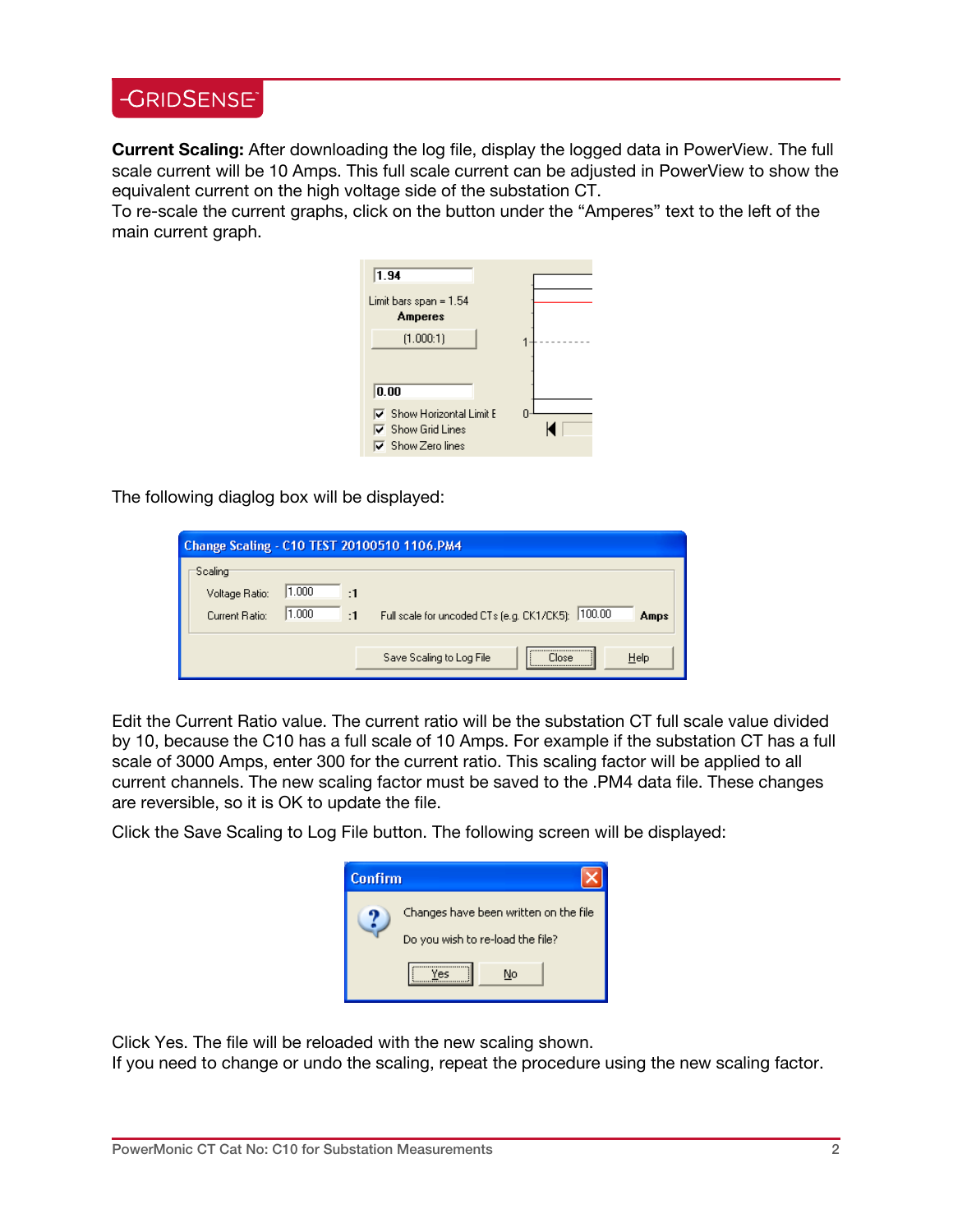**Current Scaling:** After downloading the log file, display the logged data in PowerView. The full scale current will be 10 Amps. This full scale current can be adjusted in PowerView to show the equivalent current on the high voltage side of the substation CT.
To re-scale the current graphs, click on the button under the "Amperes" text to the left of the main current graph.

The following diaglog box will be displayed:

Edit the Current Ratio value. The current ratio will be the substation CT full scale value divided by 10, because the C10 has a full scale of 10 Amps. For example if the substation CT has a full scale of 3000 Amps, enter 300 for the current ratio. This scaling factor will be applied to all current channels. The new scaling factor must be saved to the .PM4 data file. These changes are reversible, so it is OK to update the file.

Click the Save Scaling to Log File button. The following screen will be displayed:

Click Yes. The file will be reloaded with the new scaling shown.
If you need to change or undo the scaling, repeat the procedure using the new scaling factor.